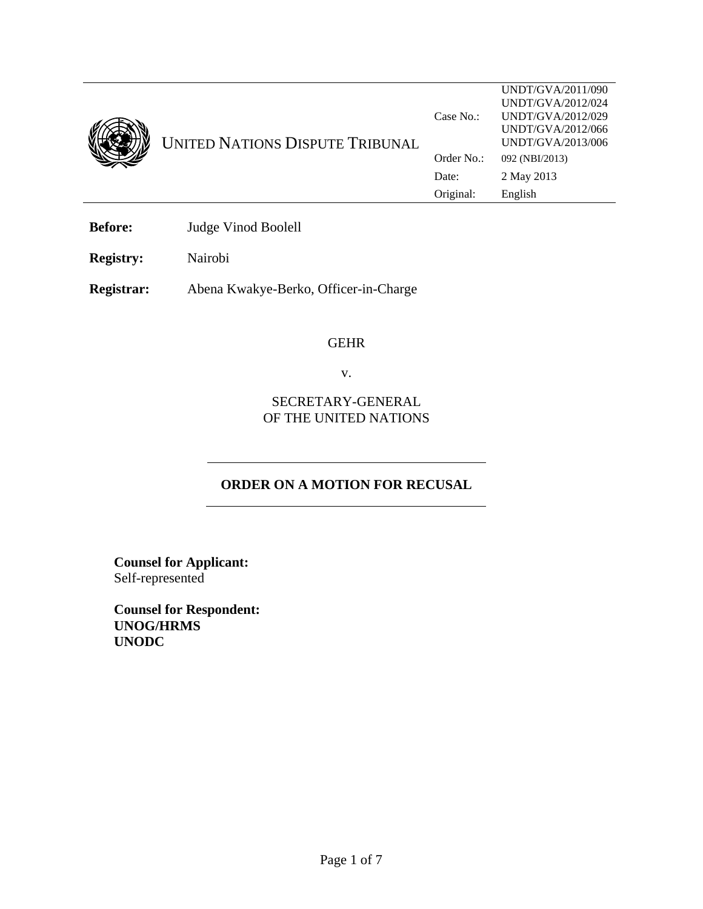UNITED NATIONS DISPUTE TRIBUNAL

| | |
|---|---|
| Case No.: | UNDT/GVA/2011/090<br>UNDT/GVA/2012/024<br>UNDT/GVA/2012/029<br>UNDT/GVA/2012/066<br>UNDT/GVA/2013/006 |
| Order No.: | 092 (NBI/2013) |
| Date: | 2 May 2013 |
| Original: | English |

**Before:** Judge Vinod Boolell

**Registry:** Nairobi

**Registrar:** Abena Kwakye-Berko, Officer-in-Charge

GEHR

v.

SECRETARY-GENERAL
OF THE UNITED NATIONS

## ORDER ON A MOTION FOR RECUSAL

**Counsel for Applicant:**
Self-represented

**Counsel for Respondent:**
**UNOG/HRMS**
**UNODC**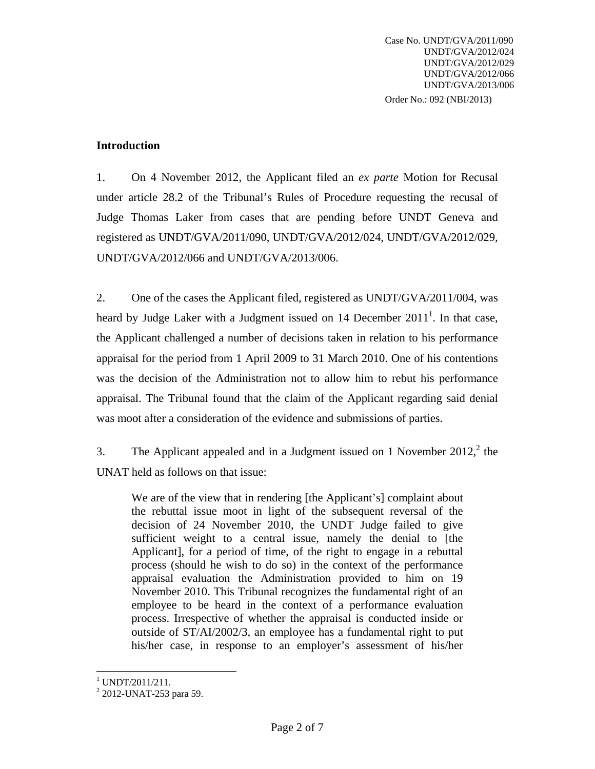## Introduction

1. On 4 November 2012, the Applicant filed an *ex parte* Motion for Recusal under article 28.2 of the Tribunal's Rules of Procedure requesting the recusal of Judge Thomas Laker from cases that are pending before UNDT Geneva and registered as UNDT/GVA/2011/090, UNDT/GVA/2012/024, UNDT/GVA/2012/029, UNDT/GVA/2012/066 and UNDT/GVA/2013/006.

2. One of the cases the Applicant filed, registered as UNDT/GVA/2011/004, was heard by Judge Laker with a Judgment issued on 14 December 2011[1]. In that case, the Applicant challenged a number of decisions taken in relation to his performance appraisal for the period from 1 April 2009 to 31 March 2010. One of his contentions was the decision of the Administration not to allow him to rebut his performance appraisal. The Tribunal found that the claim of the Applicant regarding said denial was moot after a consideration of the evidence and submissions of parties.

3. The Applicant appealed and in a Judgment issued on 1 November 2012,[2] the UNAT held as follows on that issue:

> We are of the view that in rendering [the Applicant's] complaint about the rebuttal issue moot in light of the subsequent reversal of the decision of 24 November 2010, the UNDT Judge failed to give sufficient weight to a central issue, namely the denial to [the Applicant], for a period of time, of the right to engage in a rebuttal process (should he wish to do so) in the context of the performance appraisal evaluation the Administration provided to him on 19 November 2010. This Tribunal recognizes the fundamental right of an employee to be heard in the context of a performance evaluation process. Irrespective of whether the appraisal is conducted inside or outside of ST/AI/2002/3, an employee has a fundamental right to put his/her case, in response to an employer's assessment of his/her

[1] UNDT/2011/211.

[2] 2012-UNAT-253 para 59.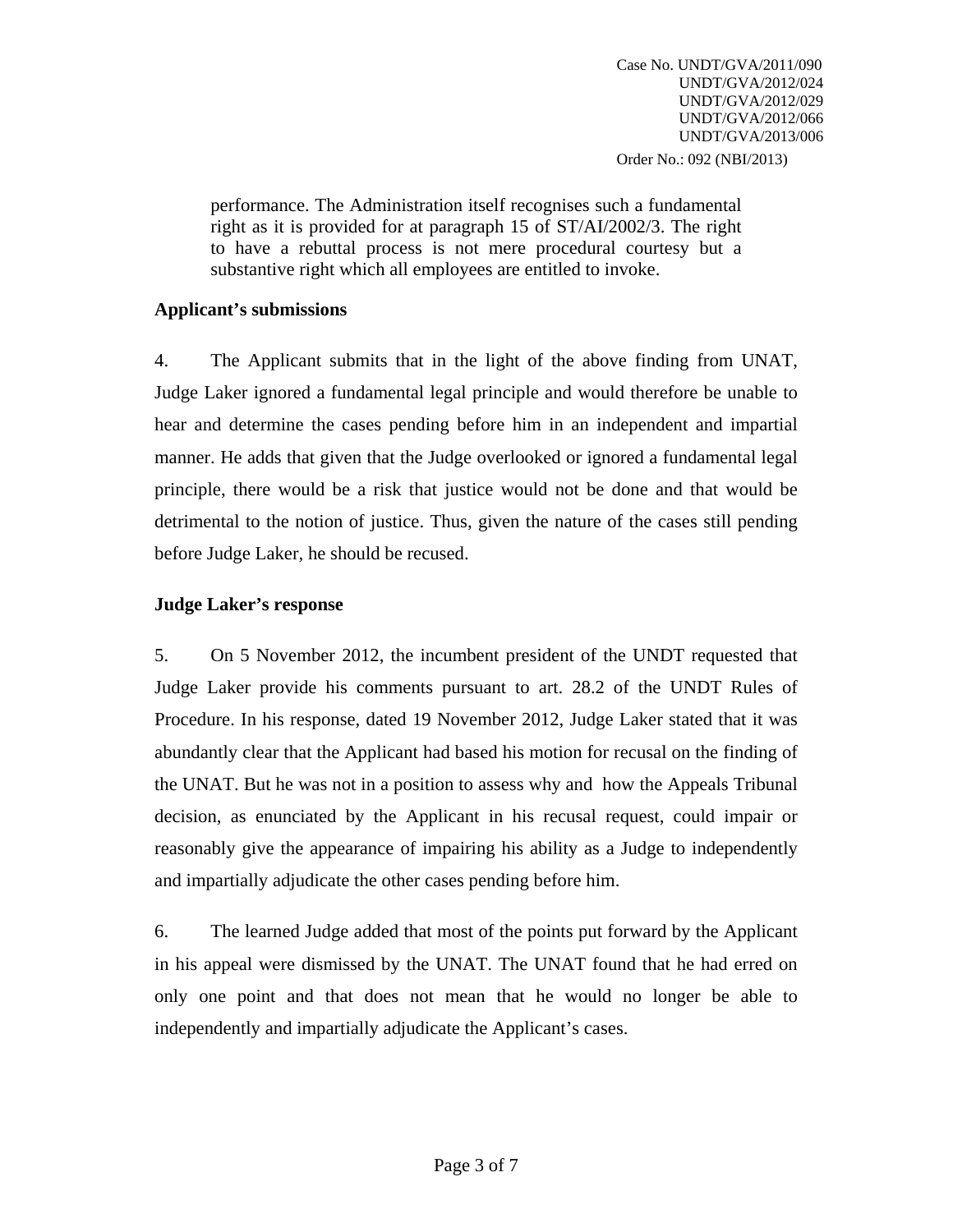> performance. The Administration itself recognises such a fundamental right as it is provided for at paragraph 15 of ST/AI/2002/3. The right to have a rebuttal process is not mere procedural courtesy but a substantive right which all employees are entitled to invoke.

**Applicant's submissions**

4. The Applicant submits that in the light of the above finding from UNAT, Judge Laker ignored a fundamental legal principle and would therefore be unable to hear and determine the cases pending before him in an independent and impartial manner. He adds that given that the Judge overlooked or ignored a fundamental legal principle, there would be a risk that justice would not be done and that would be detrimental to the notion of justice. Thus, given the nature of the cases still pending before Judge Laker, he should be recused.

**Judge Laker's response**

5. On 5 November 2012, the incumbent president of the UNDT requested that Judge Laker provide his comments pursuant to art. 28.2 of the UNDT Rules of Procedure. In his response, dated 19 November 2012, Judge Laker stated that it was abundantly clear that the Applicant had based his motion for recusal on the finding of the UNAT. But he was not in a position to assess why and how the Appeals Tribunal decision, as enunciated by the Applicant in his recusal request, could impair or reasonably give the appearance of impairing his ability as a Judge to independently and impartially adjudicate the other cases pending before him.

6. The learned Judge added that most of the points put forward by the Applicant in his appeal were dismissed by the UNAT. The UNAT found that he had erred on only one point and that does not mean that he would no longer be able to independently and impartially adjudicate the Applicant's cases.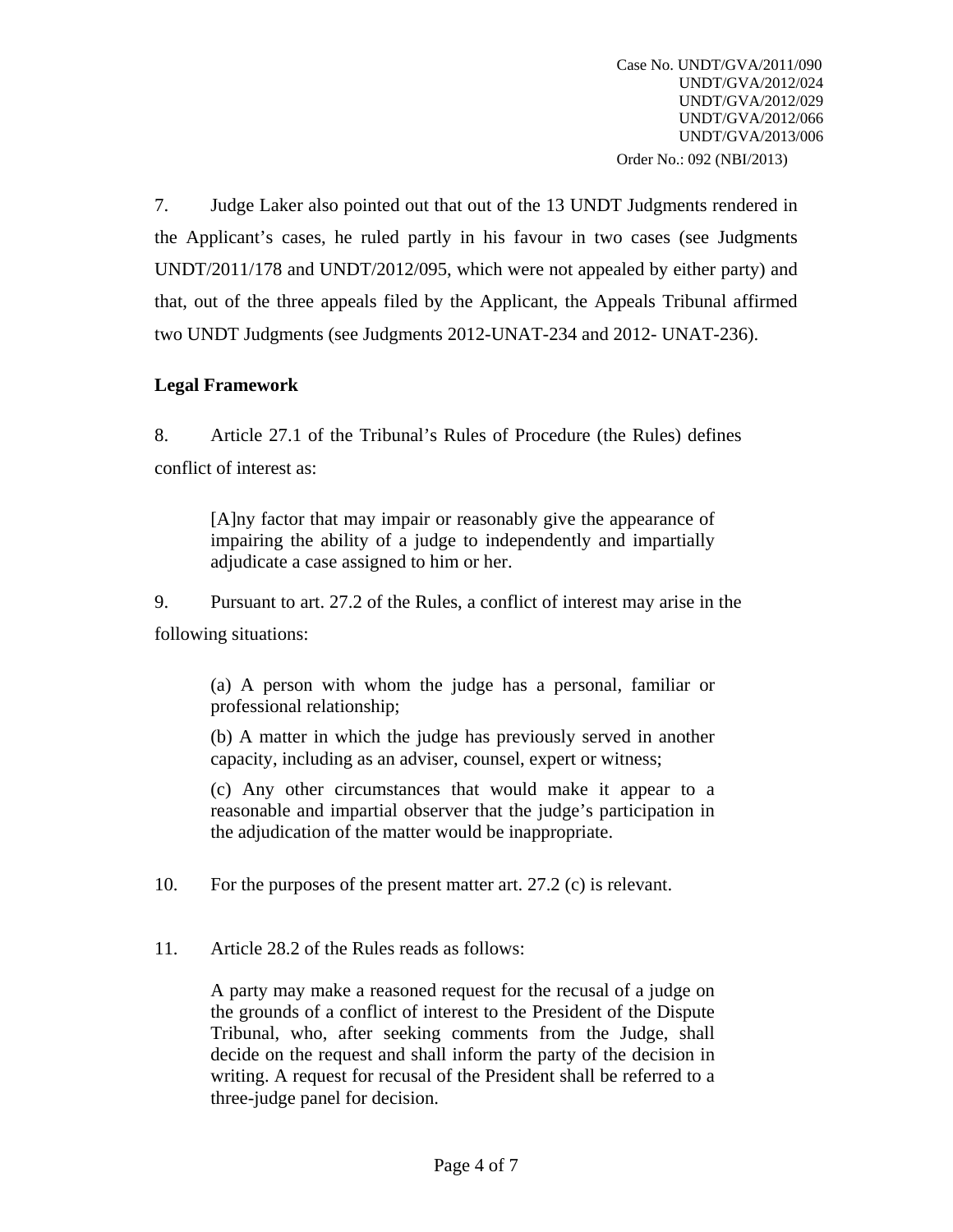7. Judge Laker also pointed out that out of the 13 UNDT Judgments rendered in the Applicant's cases, he ruled partly in his favour in two cases (see Judgments UNDT/2011/178 and UNDT/2012/095, which were not appealed by either party) and that, out of the three appeals filed by the Applicant, the Appeals Tribunal affirmed two UNDT Judgments (see Judgments 2012-UNAT-234 and 2012- UNAT-236).

**Legal Framework**

8. Article 27.1 of the Tribunal's Rules of Procedure (the Rules) defines conflict of interest as:

> [A]ny factor that may impair or reasonably give the appearance of impairing the ability of a judge to independently and impartially adjudicate a case assigned to him or her.

9. Pursuant to art. 27.2 of the Rules, a conflict of interest may arise in the following situations:

> (a) A person with whom the judge has a personal, familiar or professional relationship;
>
> (b) A matter in which the judge has previously served in another capacity, including as an adviser, counsel, expert or witness;
>
> (c) Any other circumstances that would make it appear to a reasonable and impartial observer that the judge's participation in the adjudication of the matter would be inappropriate.

10. For the purposes of the present matter art. 27.2 (c) is relevant.

11. Article 28.2 of the Rules reads as follows:

> A party may make a reasoned request for the recusal of a judge on the grounds of a conflict of interest to the President of the Dispute Tribunal, who, after seeking comments from the Judge, shall decide on the request and shall inform the party of the decision in writing. A request for recusal of the President shall be referred to a three-judge panel for decision.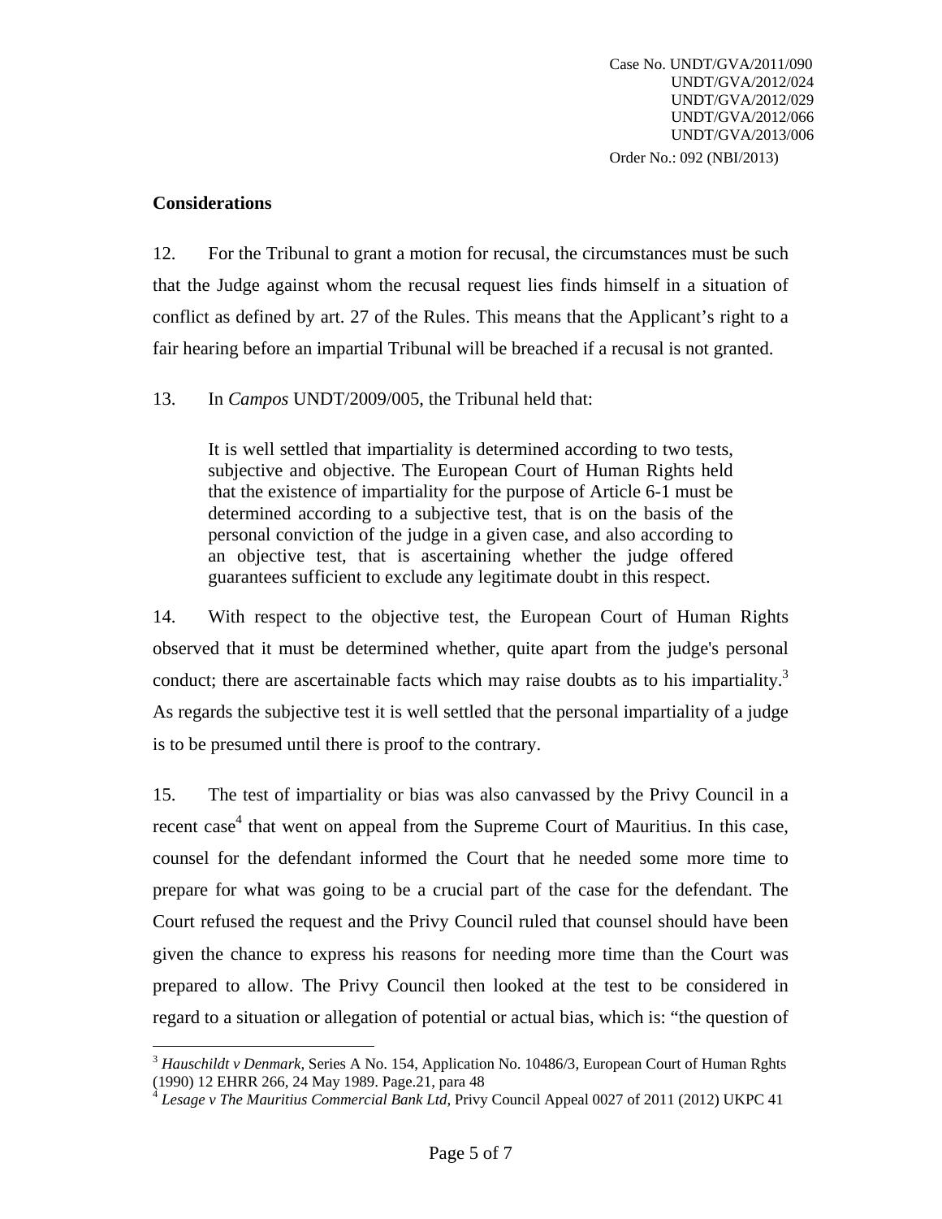## Considerations

12. For the Tribunal to grant a motion for recusal, the circumstances must be such that the Judge against whom the recusal request lies finds himself in a situation of conflict as defined by art. 27 of the Rules. This means that the Applicant's right to a fair hearing before an impartial Tribunal will be breached if a recusal is not granted.

13. In *Campos* UNDT/2009/005, the Tribunal held that:

> It is well settled that impartiality is determined according to two tests, subjective and objective. The European Court of Human Rights held that the existence of impartiality for the purpose of Article 6-1 must be determined according to a subjective test, that is on the basis of the personal conviction of the judge in a given case, and also according to an objective test, that is ascertaining whether the judge offered guarantees sufficient to exclude any legitimate doubt in this respect.

14. With respect to the objective test, the European Court of Human Rights observed that it must be determined whether, quite apart from the judge's personal conduct; there are ascertainable facts which may raise doubts as to his impartiality.[3] As regards the subjective test it is well settled that the personal impartiality of a judge is to be presumed until there is proof to the contrary.

15. The test of impartiality or bias was also canvassed by the Privy Council in a recent case[4] that went on appeal from the Supreme Court of Mauritius. In this case, counsel for the defendant informed the Court that he needed some more time to prepare for what was going to be a crucial part of the case for the defendant. The Court refused the request and the Privy Council ruled that counsel should have been given the chance to express his reasons for needing more time than the Court was prepared to allow. The Privy Council then looked at the test to be considered in regard to a situation or allegation of potential or actual bias, which is: "the question of

---

[3] *Hauschildt v Denmark*, Series A No. 154, Application No. 10486/3, European Court of Human Rghts (1990) 12 EHRR 266, 24 May 1989. Page.21, para 48

[4] *Lesage v The Mauritius Commercial Bank Ltd*, Privy Council Appeal 0027 of 2011 (2012) UKPC 41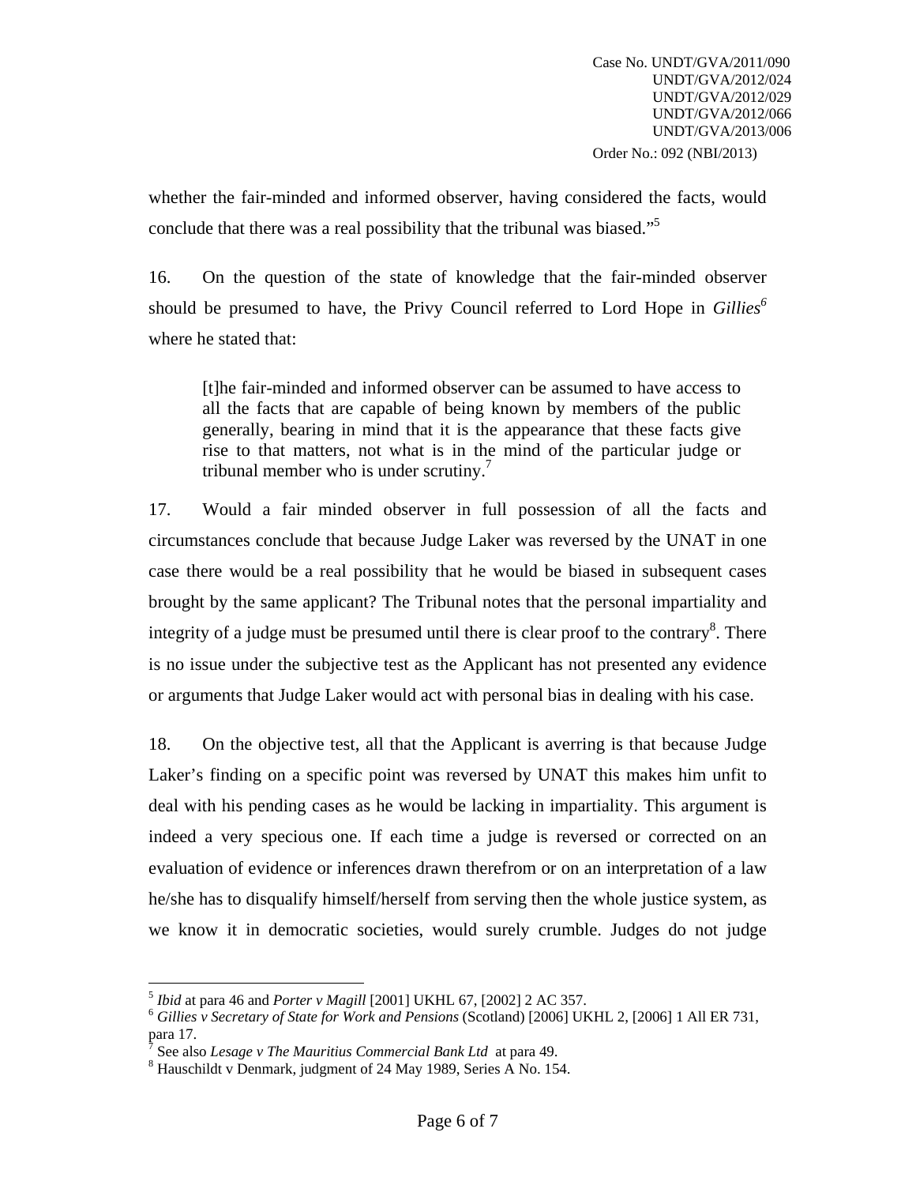whether the fair-minded and informed observer, having considered the facts, would conclude that there was a real possibility that the tribunal was biased."[5]

16. On the question of the state of knowledge that the fair-minded observer should be presumed to have, the Privy Council referred to Lord Hope in *Gillies*[6] where he stated that:

> [t]he fair-minded and informed observer can be assumed to have access to all the facts that are capable of being known by members of the public generally, bearing in mind that it is the appearance that these facts give rise to that matters, not what is in the mind of the particular judge or tribunal member who is under scrutiny.[7]

17. Would a fair minded observer in full possession of all the facts and circumstances conclude that because Judge Laker was reversed by the UNAT in one case there would be a real possibility that he would be biased in subsequent cases brought by the same applicant? The Tribunal notes that the personal impartiality and integrity of a judge must be presumed until there is clear proof to the contrary[8]. There is no issue under the subjective test as the Applicant has not presented any evidence or arguments that Judge Laker would act with personal bias in dealing with his case.

18. On the objective test, all that the Applicant is averring is that because Judge Laker's finding on a specific point was reversed by UNAT this makes him unfit to deal with his pending cases as he would be lacking in impartiality. This argument is indeed a very specious one. If each time a judge is reversed or corrected on an evaluation of evidence or inferences drawn therefrom or on an interpretation of a law he/she has to disqualify himself/herself from serving then the whole justice system, as we know it in democratic societies, would surely crumble. Judges do not judge

---

[5] *Ibid* at para 46 and *Porter v Magill* [2001] UKHL 67, [2002] 2 AC 357.

[6] *Gillies v Secretary of State for Work and Pensions* (Scotland) [2006] UKHL 2, [2006] 1 All ER 731, para 17.

[7] See also *Lesage v The Mauritius Commercial Bank Ltd* at para 49.

[8] Hauschildt v Denmark, judgment of 24 May 1989, Series A No. 154.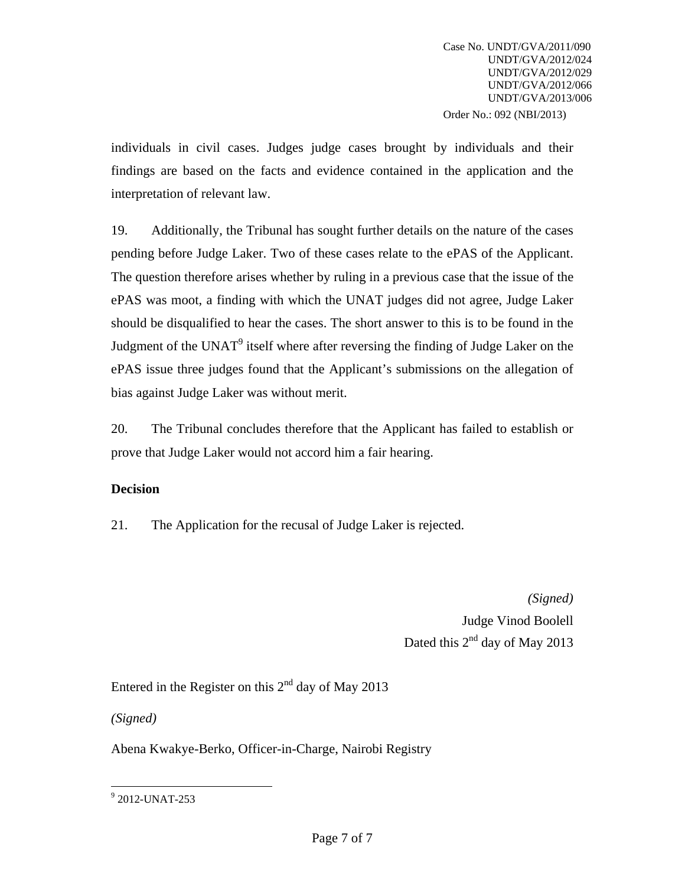individuals in civil cases. Judges judge cases brought by individuals and their findings are based on the facts and evidence contained in the application and the interpretation of relevant law.

19. Additionally, the Tribunal has sought further details on the nature of the cases pending before Judge Laker. Two of these cases relate to the ePAS of the Applicant. The question therefore arises whether by ruling in a previous case that the issue of the ePAS was moot, a finding with which the UNAT judges did not agree, Judge Laker should be disqualified to hear the cases. The short answer to this is to be found in the Judgment of the UNAT[9] itself where after reversing the finding of Judge Laker on the ePAS issue three judges found that the Applicant's submissions on the allegation of bias against Judge Laker was without merit.

20. The Tribunal concludes therefore that the Applicant has failed to establish or prove that Judge Laker would not accord him a fair hearing.

**Decision**

21. The Application for the recusal of Judge Laker is rejected.

*(Signed)*

Judge Vinod Boolell

Dated this 2nd day of May 2013

Entered in the Register on this 2nd day of May 2013

*(Signed)*

Abena Kwakye-Berko, Officer-in-Charge, Nairobi Registry

---

[9] 2012-UNAT-253